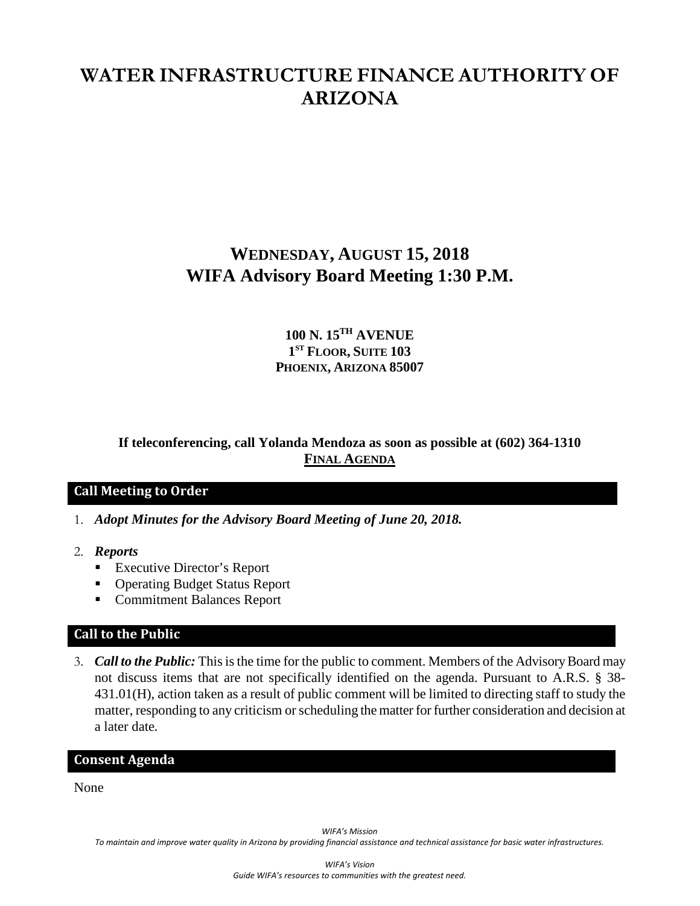# WATER INFRASTRUCTURE FINANCE AUTHORITY OF ARIZONA

## WEDNESDAY, AUGUST 15, 2018
## WIFA Advisory Board Meeting 1:30 P.M.

**100 N. 15TH AVENUE**
**1ST FLOOR, SUITE 103**
**PHOENIX, ARIZONA 85007**

**If teleconferencing, call Yolanda Mendoza as soon as possible at (602) 364-1310**

**FINAL AGENDA**

### Call Meeting to Order

1. ***Adopt Minutes for the Advisory Board Meeting of June 20, 2018.***

2. ***Reports***
   - Executive Director's Report
   - Operating Budget Status Report
   - Commitment Balances Report

### Call to the Public

3. ***Call to the Public:*** This is the time for the public to comment. Members of the Advisory Board may not discuss items that are not specifically identified on the agenda. Pursuant to A.R.S. § 38-431.01(H), action taken as a result of public comment will be limited to directing staff to study the matter, responding to any criticism or scheduling the matter for further consideration and decision at a later date.

### Consent Agenda

None

*WIFA's Mission*
*To maintain and improve water quality in Arizona by providing financial assistance and technical assistance for basic water infrastructures.*

*WIFA's Vision*
*Guide WIFA's resources to communities with the greatest need.*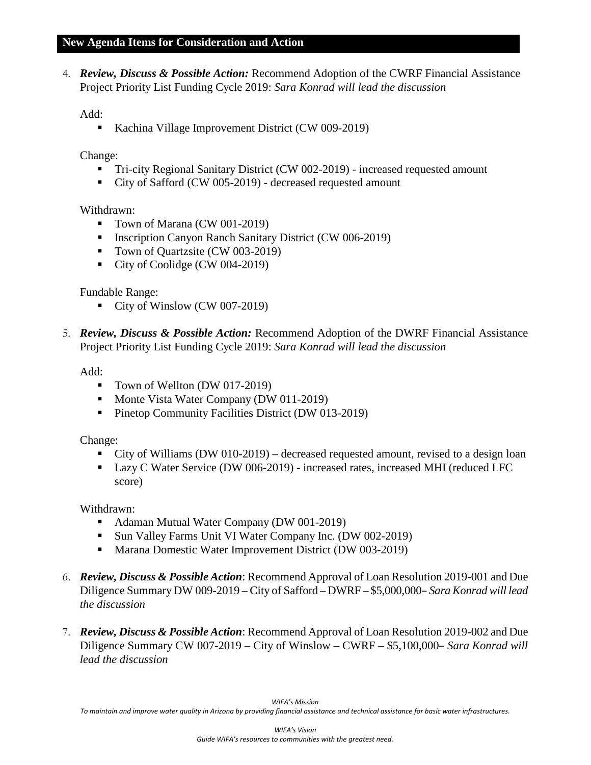## New Agenda Items for Consideration and Action

4. ***Review, Discuss & Possible Action:*** Recommend Adoption of the CWRF Financial Assistance Project Priority List Funding Cycle 2019: *Sara Konrad will lead the discussion*

   Add:
   - Kachina Village Improvement District (CW 009-2019)

   Change:
   - Tri-city Regional Sanitary District (CW 002-2019) - increased requested amount
   - City of Safford (CW 005-2019) - decreased requested amount

   Withdrawn:
   - Town of Marana (CW 001-2019)
   - Inscription Canyon Ranch Sanitary District (CW 006-2019)
   - Town of Quartzsite (CW 003-2019)
   - City of Coolidge (CW 004-2019)

   Fundable Range:
   - City of Winslow (CW 007-2019)

5. ***Review, Discuss & Possible Action:*** Recommend Adoption of the DWRF Financial Assistance Project Priority List Funding Cycle 2019: *Sara Konrad will lead the discussion*

   Add:
   - Town of Wellton (DW 017-2019)
   - Monte Vista Water Company (DW 011-2019)
   - Pinetop Community Facilities District (DW 013-2019)

   Change:
   - City of Williams (DW 010-2019) – decreased requested amount, revised to a design loan
   - Lazy C Water Service (DW 006-2019) - increased rates, increased MHI (reduced LFC score)

   Withdrawn:
   - Adaman Mutual Water Company (DW 001-2019)
   - Sun Valley Farms Unit VI Water Company Inc. (DW 002-2019)
   - Marana Domestic Water Improvement District (DW 003-2019)

6. ***Review, Discuss & Possible Action***: Recommend Approval of Loan Resolution 2019-001 and Due Diligence Summary DW 009-2019 – City of Safford – DWRF – $5,000,000– *Sara Konrad will lead the discussion*

7. ***Review, Discuss & Possible Action***: Recommend Approval of Loan Resolution 2019-002 and Due Diligence Summary CW 007-2019 – City of Winslow – CWRF – $5,100,000– *Sara Konrad will lead the discussion*

*WIFA's Mission*
*To maintain and improve water quality in Arizona by providing financial assistance and technical assistance for basic water infrastructures.*

*WIFA's Vision*
*Guide WIFA's resources to communities with the greatest need.*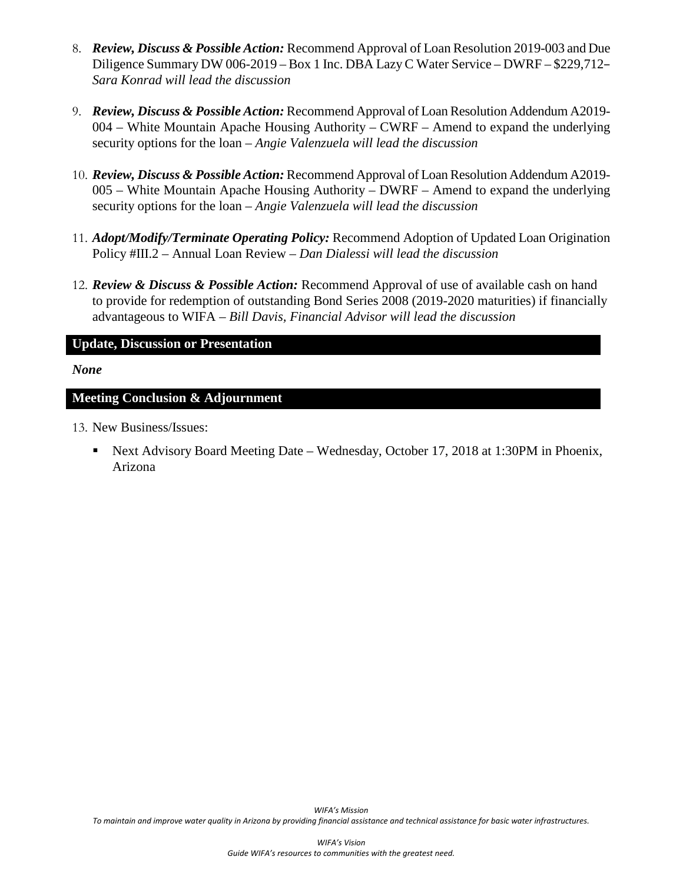8. ***Review, Discuss & Possible Action:*** Recommend Approval of Loan Resolution 2019-003 and Due Diligence Summary DW 006-2019 – Box 1 Inc. DBA Lazy C Water Service – DWRF – $229,712– *Sara Konrad will lead the discussion*

9. ***Review, Discuss & Possible Action:*** Recommend Approval of Loan Resolution Addendum A2019-004 – White Mountain Apache Housing Authority – CWRF – Amend to expand the underlying security options for the loan – *Angie Valenzuela will lead the discussion*

10. ***Review, Discuss & Possible Action:*** Recommend Approval of Loan Resolution Addendum A2019-005 – White Mountain Apache Housing Authority – DWRF – Amend to expand the underlying security options for the loan – *Angie Valenzuela will lead the discussion*

11. ***Adopt/Modify/Terminate Operating Policy:*** Recommend Adoption of Updated Loan Origination Policy #III.2 – Annual Loan Review – *Dan Dialessi will lead the discussion*

12. ***Review & Discuss & Possible Action:*** Recommend Approval of use of available cash on hand to provide for redemption of outstanding Bond Series 2008 (2019-2020 maturities) if financially advantageous to WIFA – *Bill Davis, Financial Advisor will lead the discussion*

## Update, Discussion or Presentation

***None***

## Meeting Conclusion & Adjournment

13. New Business/Issues:

    - Next Advisory Board Meeting Date – Wednesday, October 17, 2018 at 1:30PM in Phoenix, Arizona

*WIFA's Mission*

*To maintain and improve water quality in Arizona by providing financial assistance and technical assistance for basic water infrastructures.*

*WIFA's Vision*

*Guide WIFA's resources to communities with the greatest need.*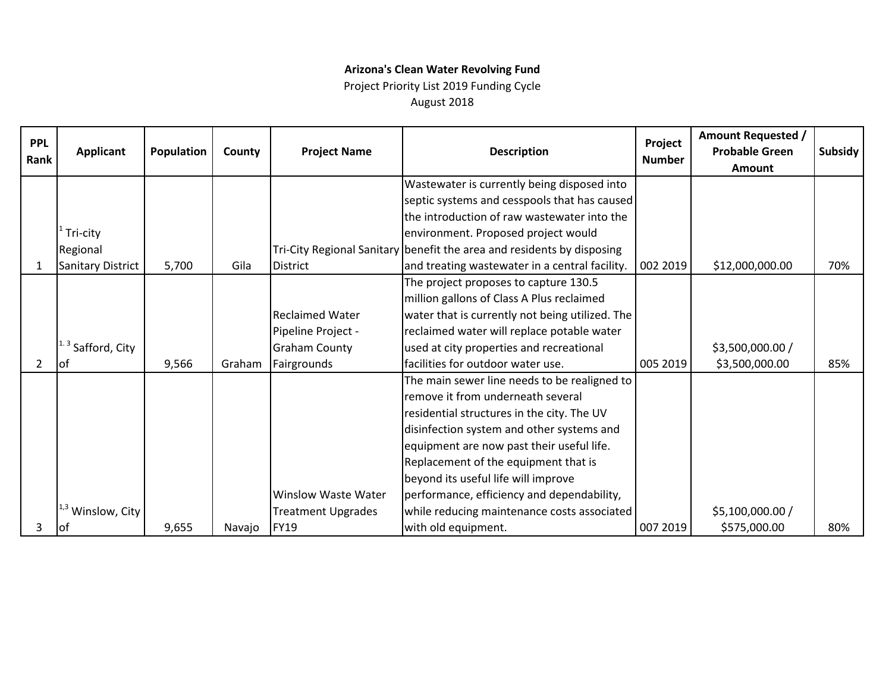**Arizona's Clean Water Revolving Fund**

Project Priority List 2019 Funding Cycle

August 2018

| PPL Rank | Applicant | Population | County | Project Name | Description | Project Number | Amount Requested / Probable Green Amount | Subsidy |
|---|---|---|---|---|---|---|---|---|
| 1 | [1] Tri-city Regional Sanitary District | 5,700 | Gila | Tri-City Regional Sanitary District | Wastewater is currently being disposed into septic systems and cesspools that has caused the introduction of raw wastewater into the environment. Proposed project would benefit the area and residents by disposing and treating wastewater in a central facility. | 002 2019 | $12,000,000.00 | 70% |
| 2 | [1. 3] Safford, City of | 9,566 | Graham | Reclaimed Water Pipeline Project - Graham County Fairgrounds | The project proposes to capture 130.5 million gallons of Class A Plus reclaimed water that is currently not being utilized. The reclaimed water will replace potable water used at city properties and recreational facilities for outdoor water use. | 005 2019 | $3,500,000.00 / $3,500,000.00 | 85% |
| 3 | [1,3] Winslow, City of | 9,655 | Navajo | Winslow Waste Water Treatment Upgrades FY19 | The main sewer line needs to be realigned to remove it from underneath several residential structures in the city. The UV disinfection system and other systems and equipment are now past their useful life. Replacement of the equipment that is beyond its useful life will improve performance, efficiency and dependability, while reducing maintenance costs associated with old equipment. | 007 2019 | $5,100,000.00 / $575,000.00 | 80% |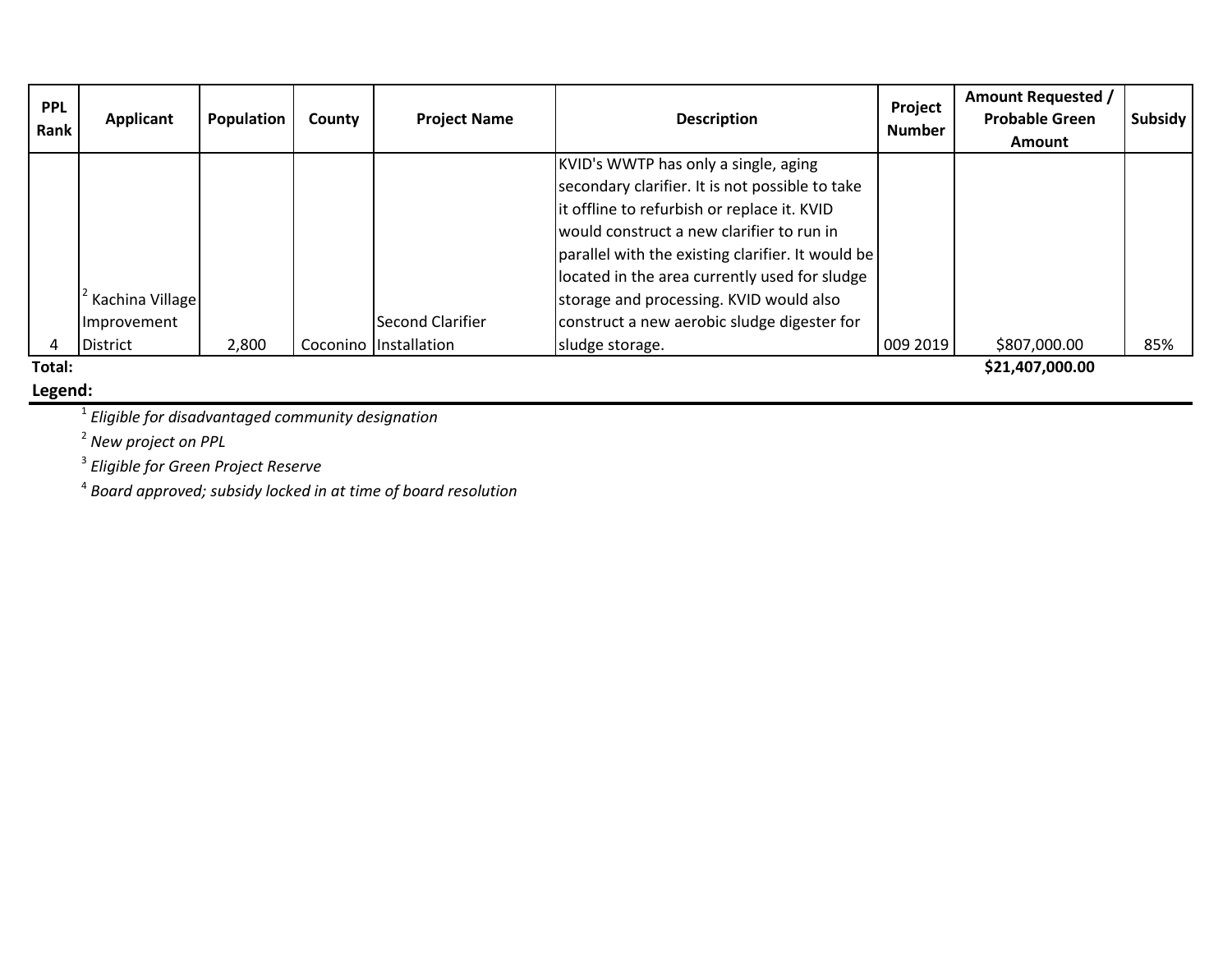| PPL Rank | Applicant | Population | County | Project Name | Description | Project Number | Amount Requested / Probable Green Amount | Subsidy |
|---|---|---|---|---|---|---|---|---|
| 4 | [2] Kachina Village Improvement District | 2,800 | Coconino | Second Clarifier Installation | KVID's WWTP has only a single, aging secondary clarifier. It is not possible to take it offline to refurbish or replace it. KVID would construct a new clarifier to run in parallel with the existing clarifier. It would be located in the area currently used for sludge storage and processing. KVID would also construct a new aerobic sludge digester for sludge storage. | 009 2019 | $807,000.00 | 85% |
| **Total:** | | | | | | | **$21,407,000.00** | |

**Legend:**

[1] *Eligible for disadvantaged community designation*

[2] *New project on PPL*

[3] *Eligible for Green Project Reserve*

[4] *Board approved; subsidy locked in at time of board resolution*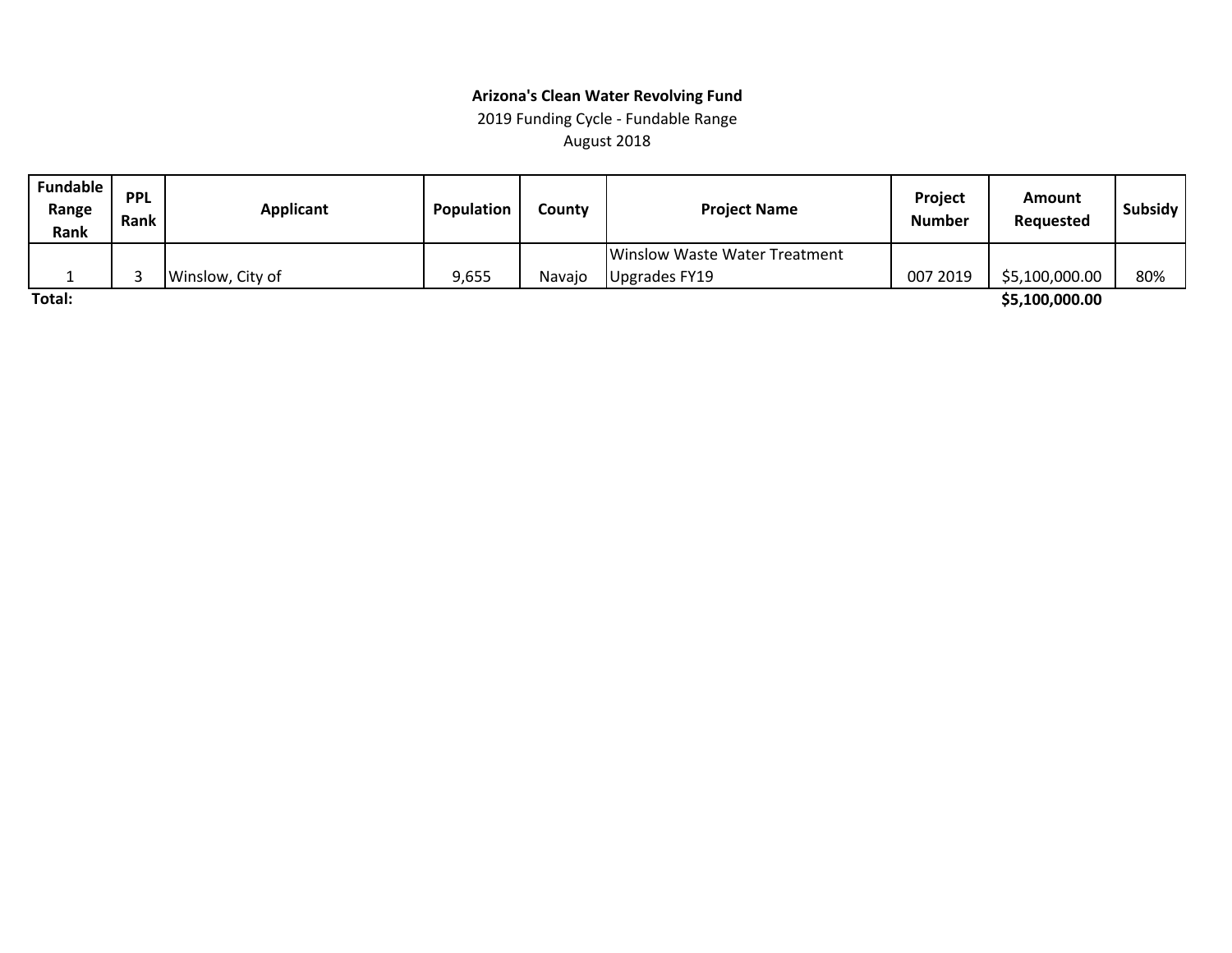**Arizona's Clean Water Revolving Fund**

2019 Funding Cycle - Fundable Range

August 2018

| Fundable Range Rank | PPL Rank | Applicant | Population | County | Project Name | Project Number | Amount Requested | Subsidy |
|---|---|---|---|---|---|---|---|---|
| 1 | 3 | Winslow, City of | 9,655 | Navajo | Winslow Waste Water Treatment Upgrades FY19 | 007 2019 | $5,100,000.00 | 80% |
| **Total:** | | | | | | | **$5,100,000.00** | |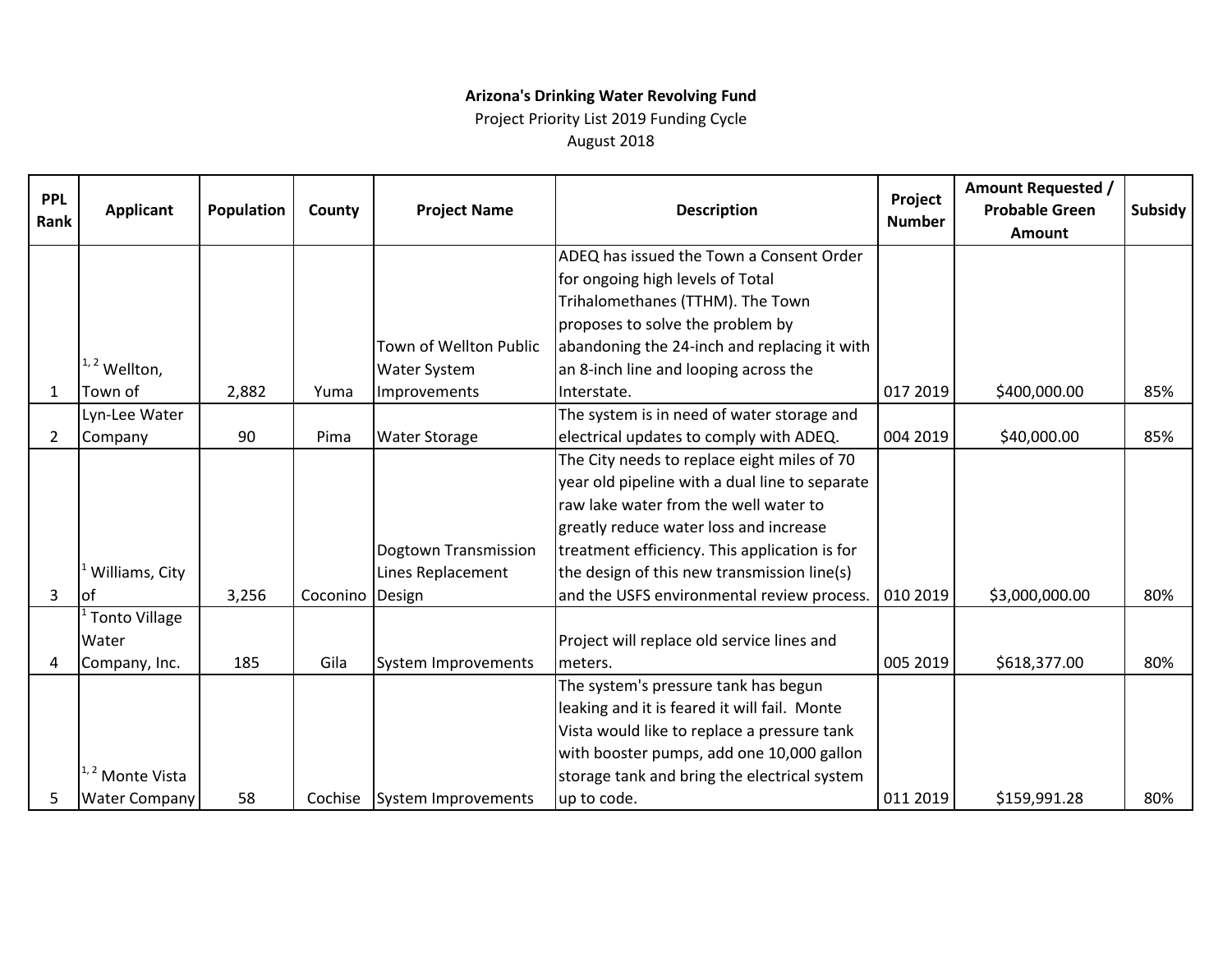**Arizona's Drinking Water Revolving Fund**

Project Priority List 2019 Funding Cycle

August 2018

| PPL Rank | Applicant | Population | County | Project Name | Description | Project Number | Amount Requested / Probable Green Amount | Subsidy |
|---|---|---|---|---|---|---|---|---|
| 1 | [1, 2] Wellton, Town of | 2,882 | Yuma | Town of Wellton Public Water System Improvements | ADEQ has issued the Town a Consent Order for ongoing high levels of Total Trihalomethanes (TTHM). The Town proposes to solve the problem by abandoning the 24-inch and replacing it with an 8-inch line and looping across the Interstate. | 017 2019 | $400,000.00 | 85% |
| 2 | Lyn-Lee Water Company | 90 | Pima | Water Storage | The system is in need of water storage and electrical updates to comply with ADEQ. | 004 2019 | $40,000.00 | 85% |
| 3 | [1] Williams, City of | 3,256 | Coconino | Dogtown Transmission Lines Replacement Design | The City needs to replace eight miles of 70 year old pipeline with a dual line to separate raw lake water from the well water to greatly reduce water loss and increase treatment efficiency. This application is for the design of this new transmission line(s) and the USFS environmental review process. | 010 2019 | $3,000,000.00 | 80% |
| 4 | [1] Tonto Village Water Company, Inc. | 185 | Gila | System Improvements | Project will replace old service lines and meters. | 005 2019 | $618,377.00 | 80% |
| 5 | [1, 2] Monte Vista Water Company | 58 | Cochise | System Improvements | The system's pressure tank has begun leaking and it is feared it will fail. Monte Vista would like to replace a pressure tank with booster pumps, add one 10,000 gallon storage tank and bring the electrical system up to code. | 011 2019 | $159,991.28 | 80% |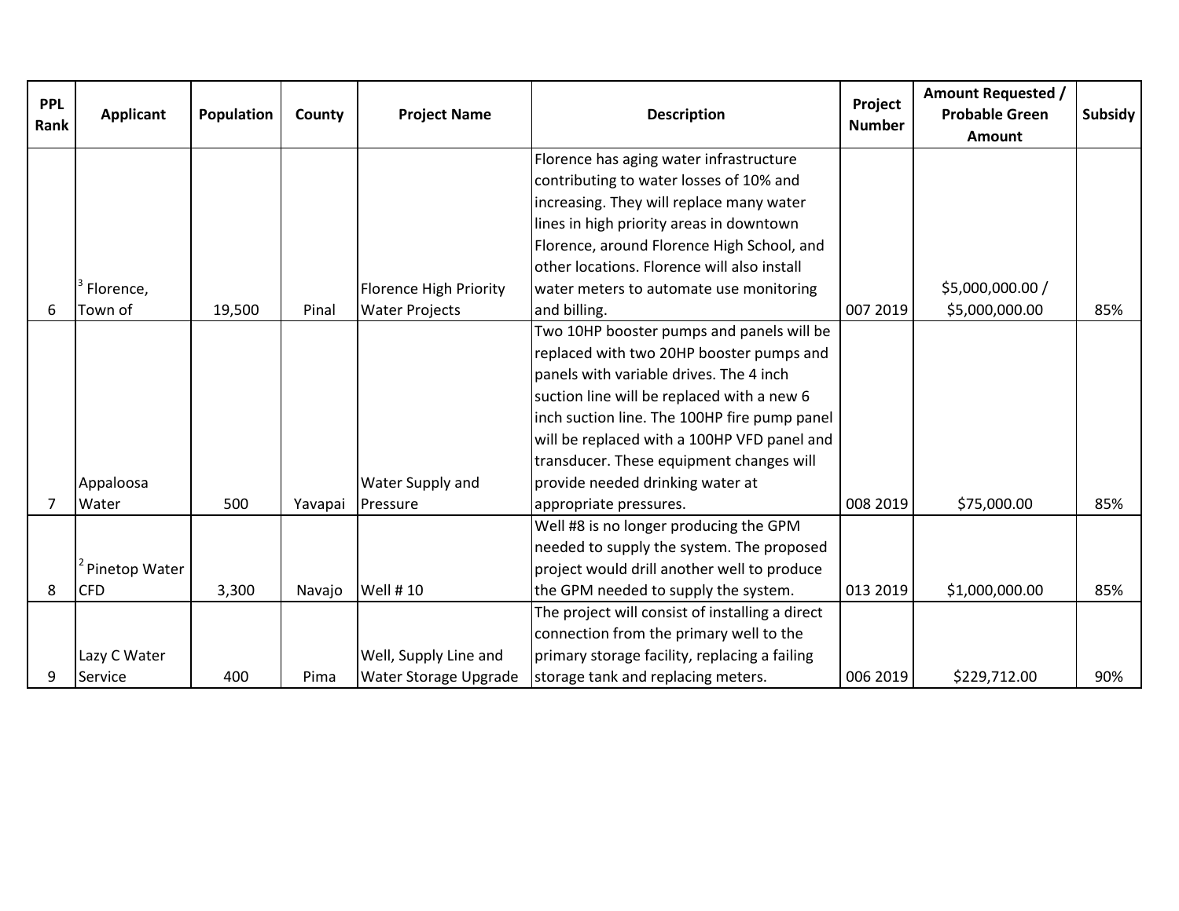| PPL Rank | Applicant | Population | County | Project Name | Description | Project Number | Amount Requested / Probable Green Amount | Subsidy |
|---|---|---|---|---|---|---|---|---|
| 6 | [3] Florence, Town of | 19,500 | Pinal | Florence High Priority Water Projects | Florence has aging water infrastructure contributing to water losses of 10% and increasing. They will replace many water lines in high priority areas in downtown Florence, around Florence High School, and other locations. Florence will also install water meters to automate use monitoring and billing. | 007 2019 | $5,000,000.00 / $5,000,000.00 | 85% |
| 7 | Appaloosa Water | 500 | Yavapai | Water Supply and Pressure | Two 10HP booster pumps and panels will be replaced with two 20HP booster pumps and panels with variable drives. The 4 inch suction line will be replaced with a new 6 inch suction line. The 100HP fire pump panel will be replaced with a 100HP VFD panel and transducer. These equipment changes will provide needed drinking water at appropriate pressures. | 008 2019 | $75,000.00 | 85% |
| 8 | [2] Pinetop Water CFD | 3,300 | Navajo | Well # 10 | Well #8 is no longer producing the GPM needed to supply the system. The proposed project would drill another well to produce the GPM needed to supply the system. | 013 2019 | $1,000,000.00 | 85% |
| 9 | Lazy C Water Service | 400 | Pima | Well, Supply Line and Water Storage Upgrade | The project will consist of installing a direct connection from the primary well to the primary storage facility, replacing a failing storage tank and replacing meters. | 006 2019 | $229,712.00 | 90% |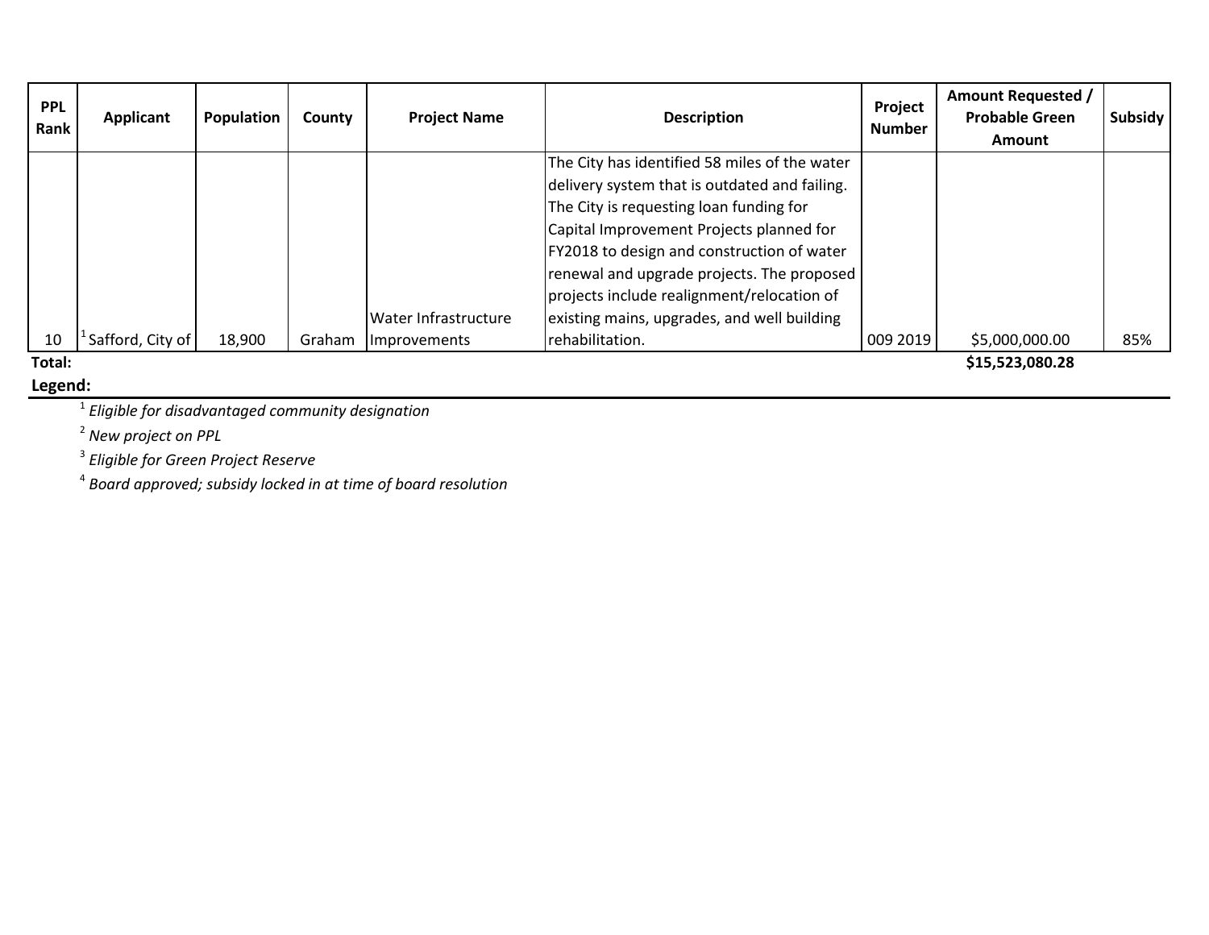| PPL Rank | Applicant | Population | County | Project Name | Description | Project Number | Amount Requested / Probable Green Amount | Subsidy |
|---|---|---|---|---|---|---|---|---|
| 10 | [1] Safford, City of | 18,900 | Graham | Water Infrastructure Improvements | The City has identified 58 miles of the water delivery system that is outdated and failing. The City is requesting loan funding for Capital Improvement Projects planned for FY2018 to design and construction of water renewal and upgrade projects. The proposed projects include realignment/relocation of existing mains, upgrades, and well building rehabilitation. | 009 2019 | $5,000,000.00 | 85% |
| **Total:** | | | | | | | **$15,523,080.28** | |

**Legend:**

[1] *Eligible for disadvantaged community designation*

[2] *New project on PPL*

[3] *Eligible for Green Project Reserve*

[4] *Board approved; subsidy locked in at time of board resolution*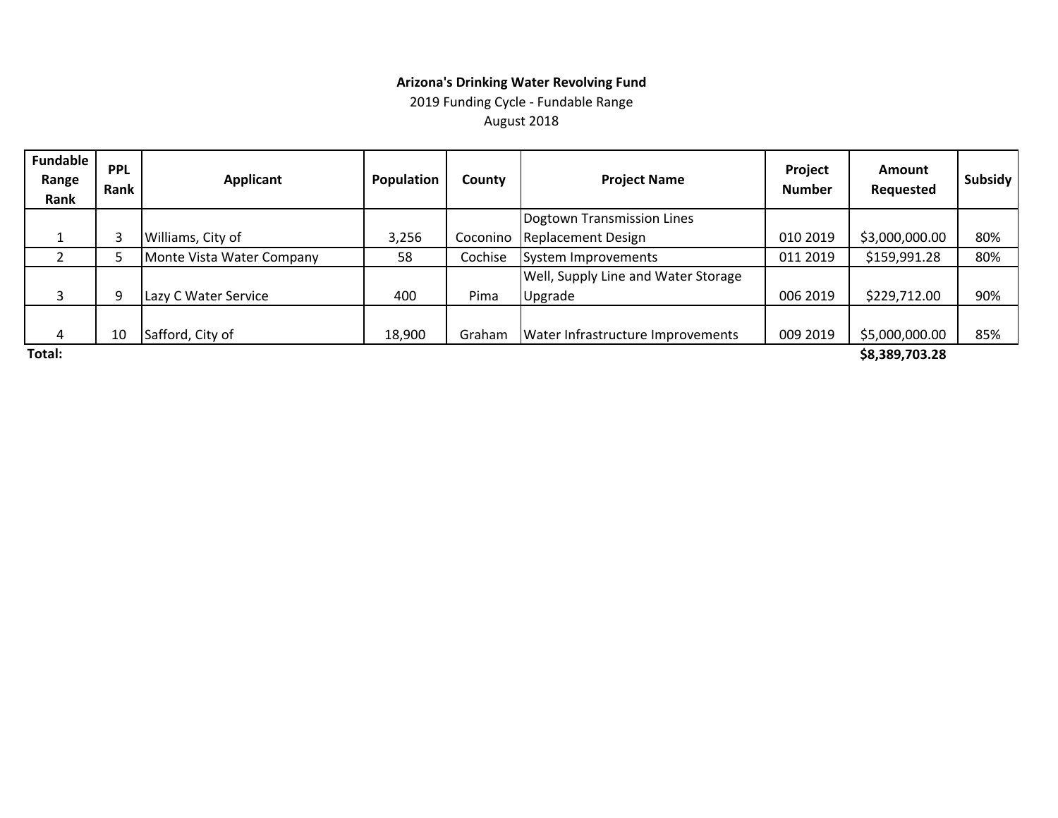**Arizona's Drinking Water Revolving Fund**

2019 Funding Cycle - Fundable Range

August 2018

| Fundable Range Rank | PPL Rank | Applicant | Population | County | Project Name | Project Number | Amount Requested | Subsidy |
|---|---|---|---|---|---|---|---|---|
| 1 | 3 | Williams, City of | 3,256 | Coconino | Dogtown Transmission Lines Replacement Design | 010 2019 | $3,000,000.00 | 80% |
| 2 | 5 | Monte Vista Water Company | 58 | Cochise | System Improvements | 011 2019 | $159,991.28 | 80% |
| 3 | 9 | Lazy C Water Service | 400 | Pima | Well, Supply Line and Water Storage Upgrade | 006 2019 | $229,712.00 | 90% |
| 4 | 10 | Safford, City of | 18,900 | Graham | Water Infrastructure Improvements | 009 2019 | $5,000,000.00 | 85% |
| **Total:** | | | | | | | **$8,389,703.28** | |